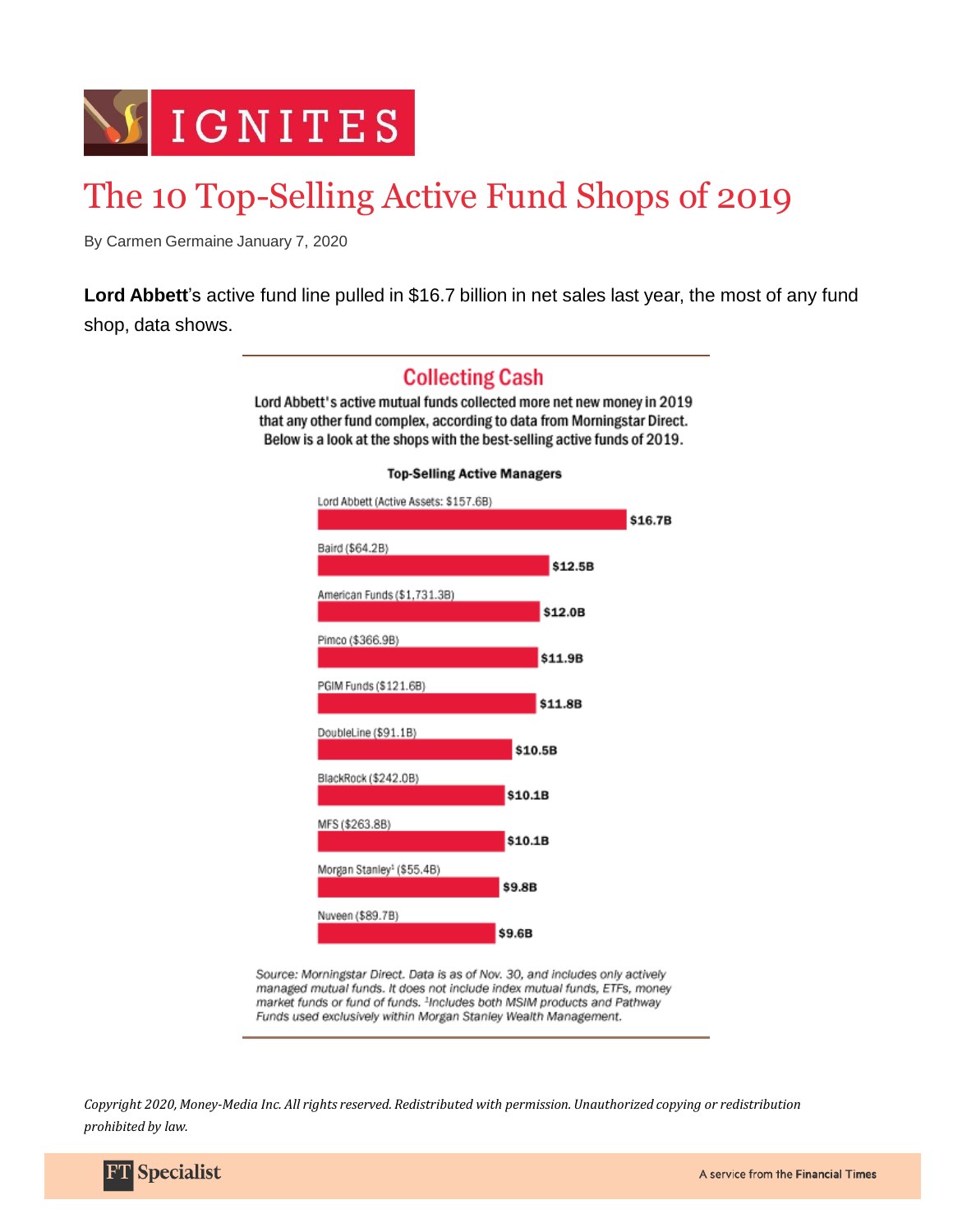IGNITES

# The 10 Top-Selling Active Fund Shops of 2019

By Carmen Germaine January 7, 2020

**Lord Abbett**'s active fund line pulled in $16.7 billion in net sales last year, the most of any fund shop, data shows.

## Collecting Cash

Lord Abbett's active mutual funds collected more net new money in 2019 that any other fund complex, according to data from Morningstar Direct. Below is a look at the shops with the best-selling active funds of 2019.

**Top-Selling Active Managers**

| Manager (Active Assets) | Net Sales |
|---|---|
| Lord Abbett (Active Assets: $157.6B) | $16.7B |
| Baird ($64.2B) | $12.5B |
| American Funds ($1,731.3B) | $12.0B |
| Pimco ($366.9B) | $11.9B |
| PGIM Funds ($121.6B) | $11.8B |
| DoubleLine ($91.1B) | $10.5B |
| BlackRock ($242.0B) | $10.1B |
| MFS ($263.8B) | $10.1B |
| Morgan Stanley[1] ($55.4B) | $9.8B |
| Nuveen ($89.7B) | $9.6B |

*Source: Morningstar Direct. Data is as of Nov. 30, and includes only actively managed mutual funds. It does not include index mutual funds, ETFs, money market funds or fund of funds. [1]Includes both MSIM products and Pathway Funds used exclusively within Morgan Stanley Wealth Management.*

*Copyright 2020, Money-Media Inc. All rights reserved. Redistributed with permission. Unauthorized copying or redistribution prohibited by law.*

FT Specialist — A service from the Financial Times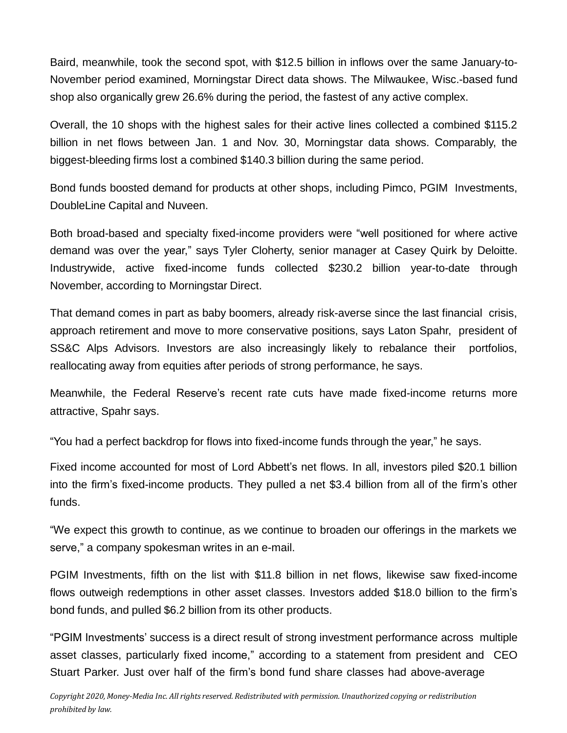Baird, meanwhile, took the second spot, with $12.5 billion in inflows over the same January-to-November period examined, Morningstar Direct data shows. The Milwaukee, Wisc.-based fund shop also organically grew 26.6% during the period, the fastest of any active complex.

Overall, the 10 shops with the highest sales for their active lines collected a combined $115.2 billion in net flows between Jan. 1 and Nov. 30, Morningstar data shows. Comparably, the biggest-bleeding firms lost a combined $140.3 billion during the same period.

Bond funds boosted demand for products at other shops, including Pimco, PGIM Investments, DoubleLine Capital and Nuveen.

Both broad-based and specialty fixed-income providers were "well positioned for where active demand was over the year," says Tyler Cloherty, senior manager at Casey Quirk by Deloitte. Industrywide, active fixed-income funds collected $230.2 billion year-to-date through November, according to Morningstar Direct.

That demand comes in part as baby boomers, already risk-averse since the last financial crisis, approach retirement and move to more conservative positions, says Laton Spahr, president of SS&C Alps Advisors. Investors are also increasingly likely to rebalance their portfolios, reallocating away from equities after periods of strong performance, he says.

Meanwhile, the Federal Reserve's recent rate cuts have made fixed-income returns more attractive, Spahr says.

"You had a perfect backdrop for flows into fixed-income funds through the year," he says.

Fixed income accounted for most of Lord Abbett's net flows. In all, investors piled $20.1 billion into the firm's fixed-income products. They pulled a net $3.4 billion from all of the firm's other funds.

"We expect this growth to continue, as we continue to broaden our offerings in the markets we serve," a company spokesman writes in an e-mail.

PGIM Investments, fifth on the list with $11.8 billion in net flows, likewise saw fixed-income flows outweigh redemptions in other asset classes. Investors added $18.0 billion to the firm's bond funds, and pulled $6.2 billion from its other products.

"PGIM Investments' success is a direct result of strong investment performance across multiple asset classes, particularly fixed income," according to a statement from president and CEO Stuart Parker. Just over half of the firm's bond fund share classes had above-average

*Copyright 2020, Money-Media Inc. All rights reserved. Redistributed with permission. Unauthorized copying or redistribution prohibited by law.*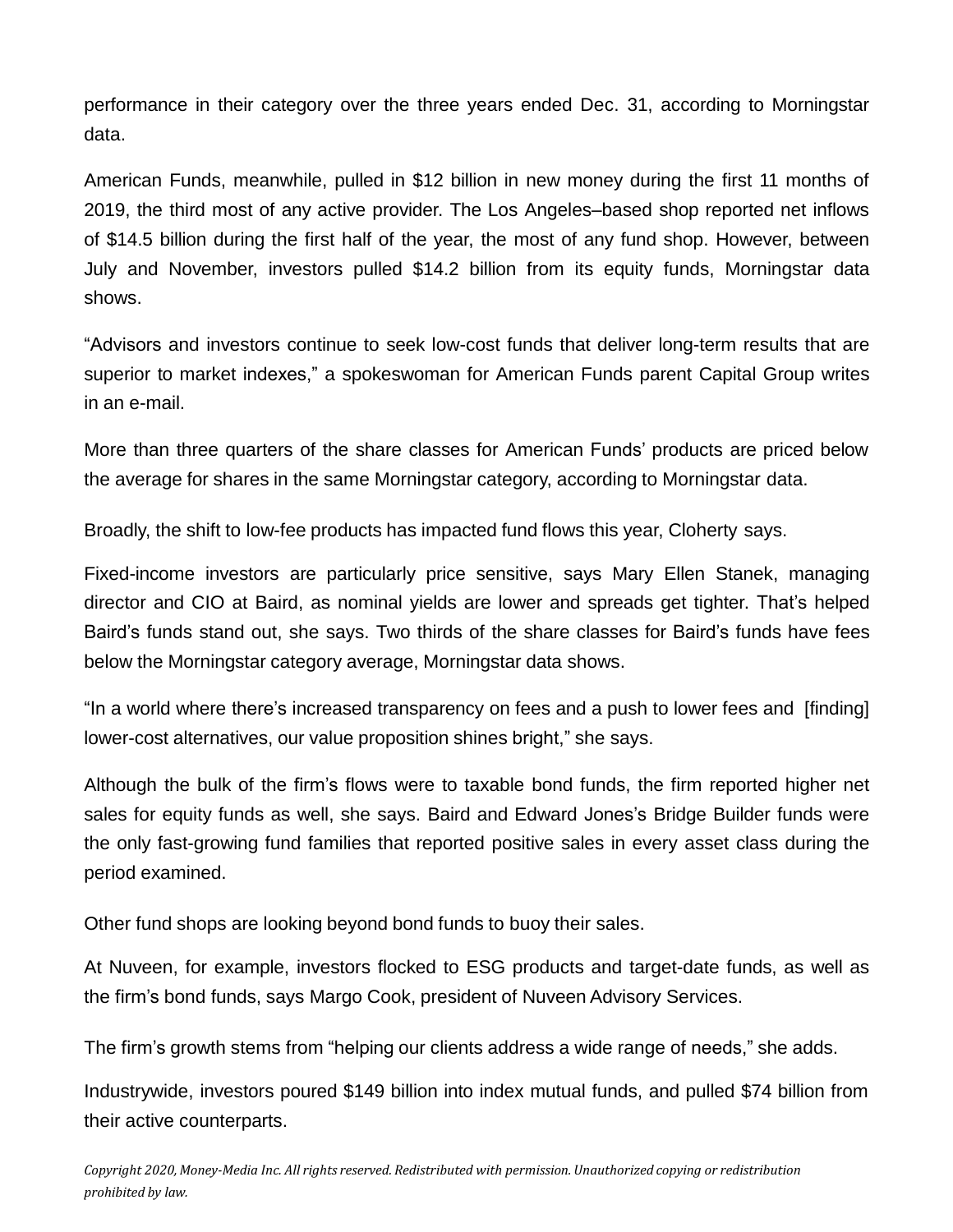performance in their category over the three years ended Dec. 31, according to Morningstar data.

American Funds, meanwhile, pulled in $12 billion in new money during the first 11 months of 2019, the third most of any active provider. The Los Angeles–based shop reported net inflows of $14.5 billion during the first half of the year, the most of any fund shop. However, between July and November, investors pulled $14.2 billion from its equity funds, Morningstar data shows.

"Advisors and investors continue to seek low-cost funds that deliver long-term results that are superior to market indexes," a spokeswoman for American Funds parent Capital Group writes in an e-mail.

More than three quarters of the share classes for American Funds' products are priced below the average for shares in the same Morningstar category, according to Morningstar data.

Broadly, the shift to low-fee products has impacted fund flows this year, Cloherty says.

Fixed-income investors are particularly price sensitive, says Mary Ellen Stanek, managing director and CIO at Baird, as nominal yields are lower and spreads get tighter. That's helped Baird's funds stand out, she says. Two thirds of the share classes for Baird's funds have fees below the Morningstar category average, Morningstar data shows.

"In a world where there's increased transparency on fees and a push to lower fees and [finding] lower-cost alternatives, our value proposition shines bright," she says.

Although the bulk of the firm's flows were to taxable bond funds, the firm reported higher net sales for equity funds as well, she says. Baird and Edward Jones's Bridge Builder funds were the only fast-growing fund families that reported positive sales in every asset class during the period examined.

Other fund shops are looking beyond bond funds to buoy their sales.

At Nuveen, for example, investors flocked to ESG products and target-date funds, as well as the firm's bond funds, says Margo Cook, president of Nuveen Advisory Services.

The firm's growth stems from "helping our clients address a wide range of needs," she adds.

Industrywide, investors poured $149 billion into index mutual funds, and pulled $74 billion from their active counterparts.

*Copyright 2020, Money-Media Inc. All rights reserved. Redistributed with permission. Unauthorized copying or redistribution prohibited by law.*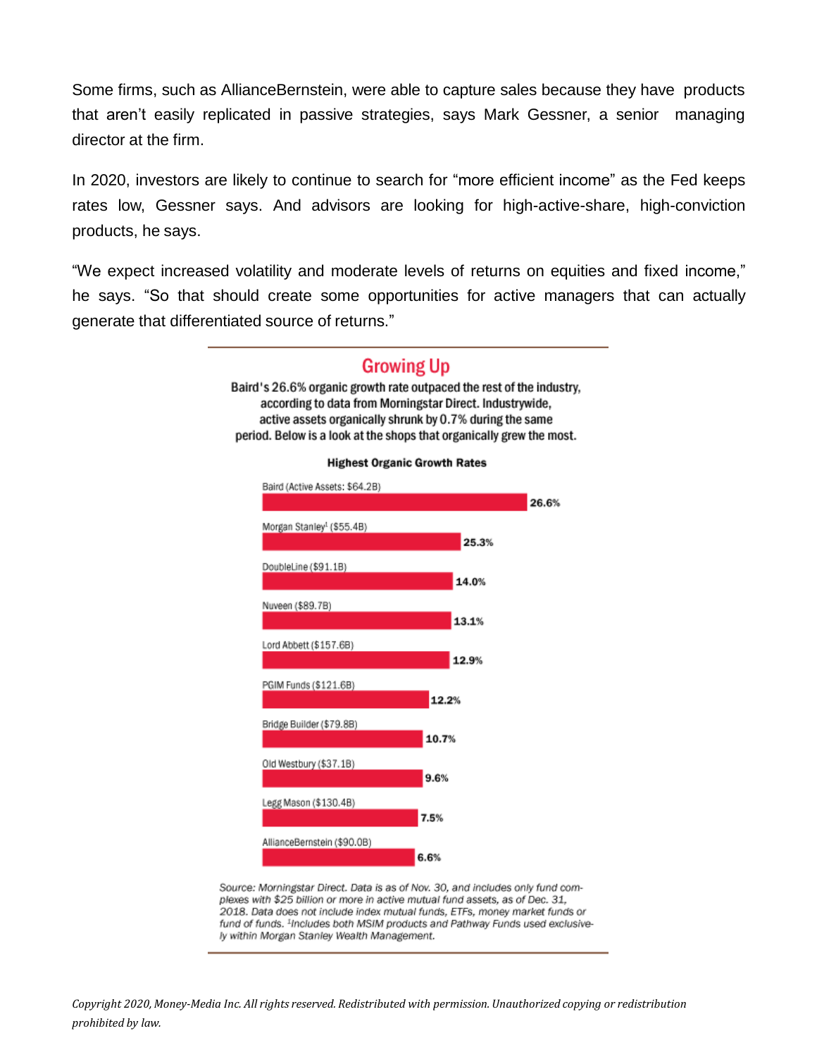Some firms, such as AllianceBernstein, were able to capture sales because they have products that aren't easily replicated in passive strategies, says Mark Gessner, a senior managing director at the firm.

In 2020, investors are likely to continue to search for "more efficient income" as the Fed keeps rates low, Gessner says. And advisors are looking for high-active-share, high-conviction products, he says.

"We expect increased volatility and moderate levels of returns on equities and fixed income," he says. "So that should create some opportunities for active managers that can actually generate that differentiated source of returns."

## Growing Up

Baird's 26.6% organic growth rate outpaced the rest of the industry, according to data from Morningstar Direct. Industrywide, active assets organically shrunk by 0.7% during the same period. Below is a look at the shops that organically grew the most.

**Highest Organic Growth Rates**

| Firm (Active Assets) | Organic Growth Rate |
| --- | --- |
| Baird (Active Assets: $64.2B) | 26.6% |
| Morgan Stanley[1] ($55.4B) | 25.3% |
| DoubleLine ($91.1B) | 14.0% |
| Nuveen ($89.7B) | 13.1% |
| Lord Abbett ($157.6B) | 12.9% |
| PGIM Funds ($121.6B) | 12.2% |
| Bridge Builder ($79.8B) | 10.7% |
| Old Westbury ($37.1B) | 9.6% |
| Legg Mason ($130.4B) | 7.5% |
| AllianceBernstein ($90.0B) | 6.6% |

*Source: Morningstar Direct. Data is as of Nov. 30, and includes only fund complexes with $25 billion or more in active mutual fund assets, as of Dec. 31, 2018. Data does not include index mutual funds, ETFs, money market funds or fund of funds. [1]Includes both MSIM products and Pathway Funds used exclusively within Morgan Stanley Wealth Management.*

*Copyright 2020, Money-Media Inc. All rights reserved. Redistributed with permission. Unauthorized copying or redistribution prohibited by law.*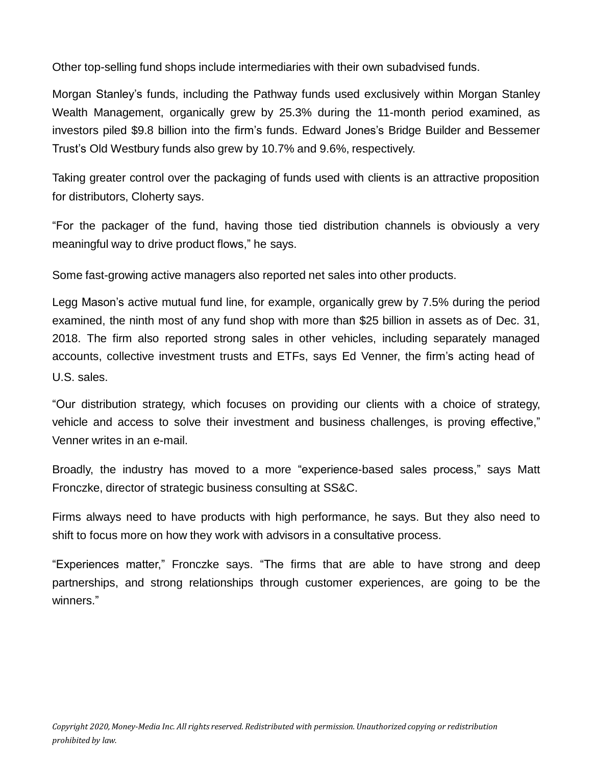Other top-selling fund shops include intermediaries with their own subadvised funds.

Morgan Stanley's funds, including the Pathway funds used exclusively within Morgan Stanley Wealth Management, organically grew by 25.3% during the 11-month period examined, as investors piled $9.8 billion into the firm's funds. Edward Jones's Bridge Builder and Bessemer Trust's Old Westbury funds also grew by 10.7% and 9.6%, respectively.

Taking greater control over the packaging of funds used with clients is an attractive proposition for distributors, Cloherty says.

"For the packager of the fund, having those tied distribution channels is obviously a very meaningful way to drive product flows," he says.

Some fast-growing active managers also reported net sales into other products.

Legg Mason's active mutual fund line, for example, organically grew by 7.5% during the period examined, the ninth most of any fund shop with more than $25 billion in assets as of Dec. 31, 2018. The firm also reported strong sales in other vehicles, including separately managed accounts, collective investment trusts and ETFs, says Ed Venner, the firm's acting head of U.S. sales.

"Our distribution strategy, which focuses on providing our clients with a choice of strategy, vehicle and access to solve their investment and business challenges, is proving effective," Venner writes in an e-mail.

Broadly, the industry has moved to a more "experience-based sales process," says Matt Fronczke, director of strategic business consulting at SS&C.

Firms always need to have products with high performance, he says. But they also need to shift to focus more on how they work with advisors in a consultative process.

"Experiences matter," Fronczke says. "The firms that are able to have strong and deep partnerships, and strong relationships through customer experiences, are going to be the winners."

*Copyright 2020, Money-Media Inc. All rights reserved. Redistributed with permission. Unauthorized copying or redistribution prohibited by law.*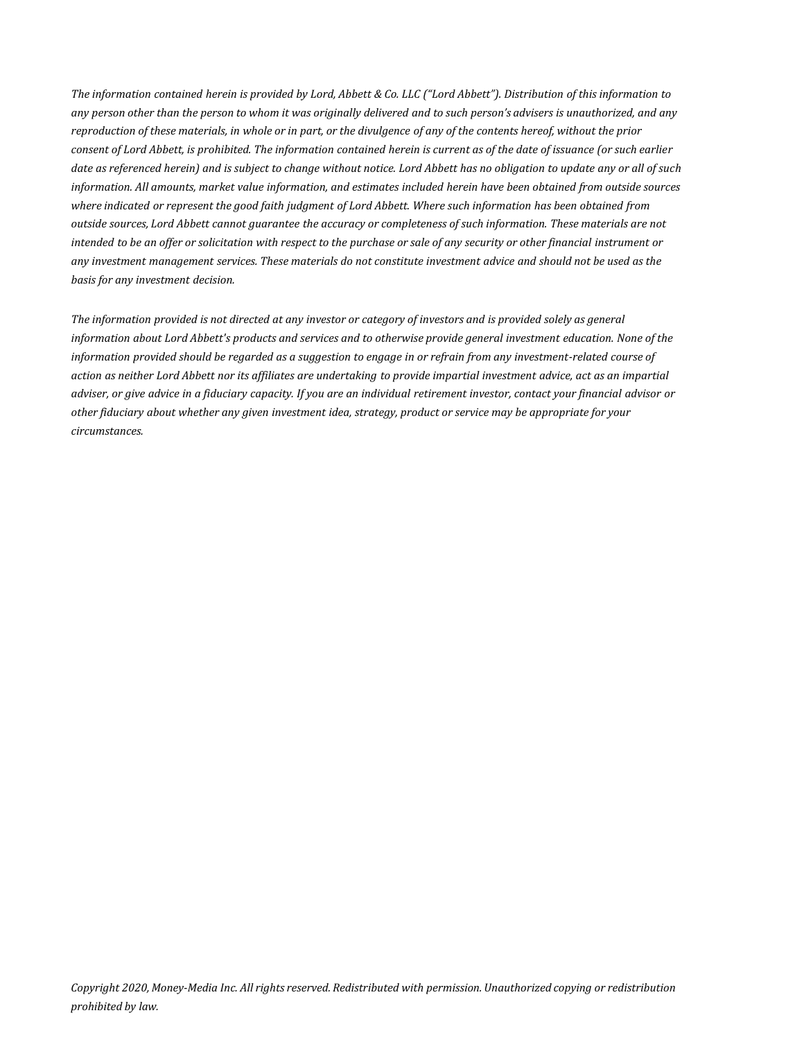*The information contained herein is provided by Lord, Abbett & Co. LLC ("Lord Abbett"). Distribution of this information to any person other than the person to whom it was originally delivered and to such person's advisers is unauthorized, and any reproduction of these materials, in whole or in part, or the divulgence of any of the contents hereof, without the prior consent of Lord Abbett, is prohibited. The information contained herein is current as of the date of issuance (or such earlier date as referenced herein) and is subject to change without notice. Lord Abbett has no obligation to update any or all of such information. All amounts, market value information, and estimates included herein have been obtained from outside sources where indicated or represent the good faith judgment of Lord Abbett. Where such information has been obtained from outside sources, Lord Abbett cannot guarantee the accuracy or completeness of such information. These materials are not intended to be an offer or solicitation with respect to the purchase or sale of any security or other financial instrument or any investment management services. These materials do not constitute investment advice and should not be used as the basis for any investment decision.*

*The information provided is not directed at any investor or category of investors and is provided solely as general information about Lord Abbett's products and services and to otherwise provide general investment education. None of the information provided should be regarded as a suggestion to engage in or refrain from any investment-related course of action as neither Lord Abbett nor its affiliates are undertaking to provide impartial investment advice, act as an impartial adviser, or give advice in a fiduciary capacity. If you are an individual retirement investor, contact your financial advisor or other fiduciary about whether any given investment idea, strategy, product or service may be appropriate for your circumstances.*

*Copyright 2020, Money-Media Inc. All rights reserved. Redistributed with permission. Unauthorized copying or redistribution prohibited by law.*